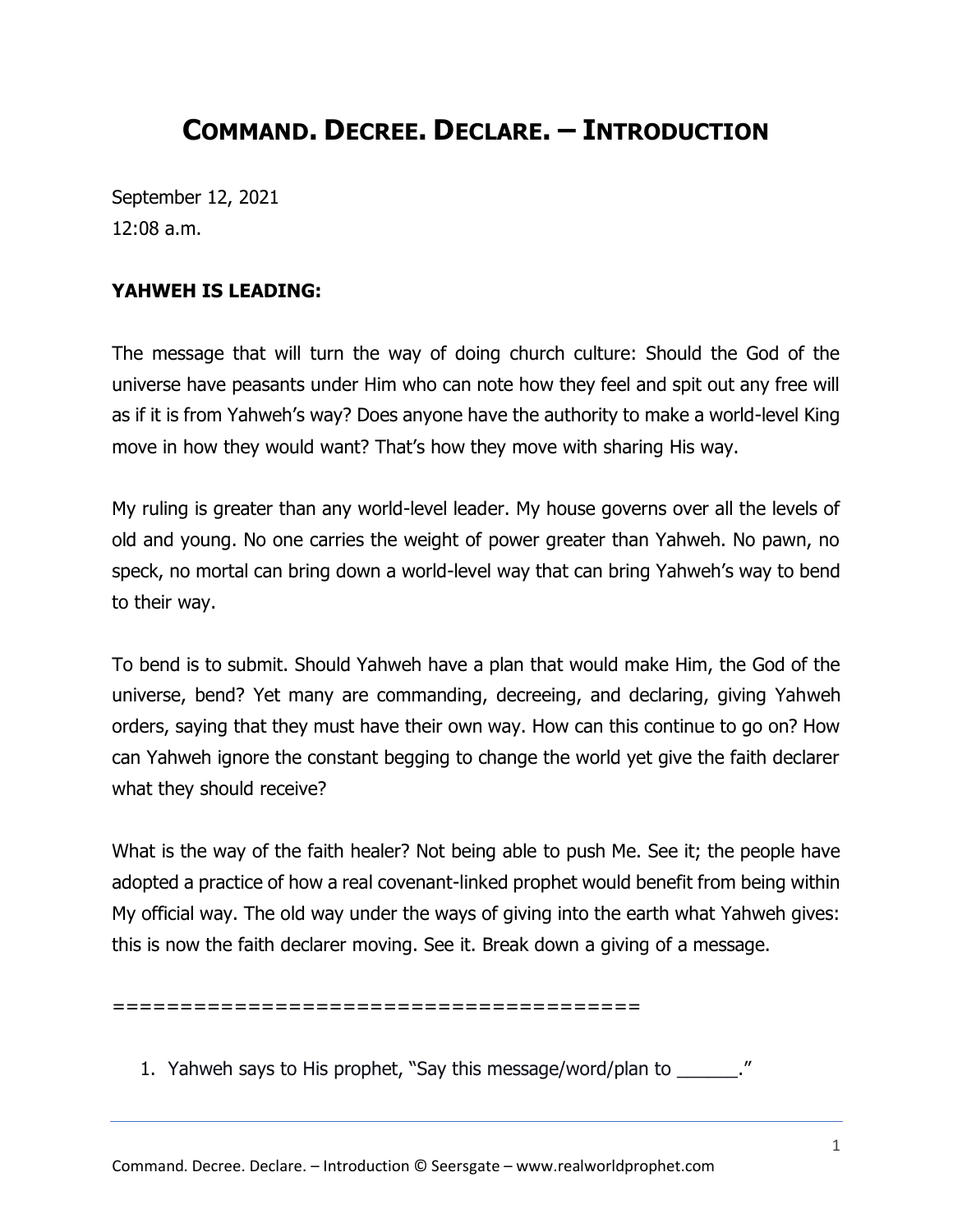# Command. Decree. Declare. – Introduction

September 12, 2021
12:08 a.m.

**YAHWEH IS LEADING:**

The message that will turn the way of doing church culture: Should the God of the universe have peasants under Him who can note how they feel and spit out any free will as if it is from Yahweh's way? Does anyone have the authority to make a world-level King move in how they would want? That's how they move with sharing His way.

My ruling is greater than any world-level leader. My house governs over all the levels of old and young. No one carries the weight of power greater than Yahweh. No pawn, no speck, no mortal can bring down a world-level way that can bring Yahweh's way to bend to their way.

To bend is to submit. Should Yahweh have a plan that would make Him, the God of the universe, bend? Yet many are commanding, decreeing, and declaring, giving Yahweh orders, saying that they must have their own way. How can this continue to go on? How can Yahweh ignore the constant begging to change the world yet give the faith declarer what they should receive?

What is the way of the faith healer? Not being able to push Me. See it; the people have adopted a practice of how a real covenant-linked prophet would benefit from being within My official way. The old way under the ways of giving into the earth what Yahweh gives: this is now the faith declarer moving. See it. Break down a giving of a message.

=======================================

1. Yahweh says to His prophet, "Say this message/word/plan to ______."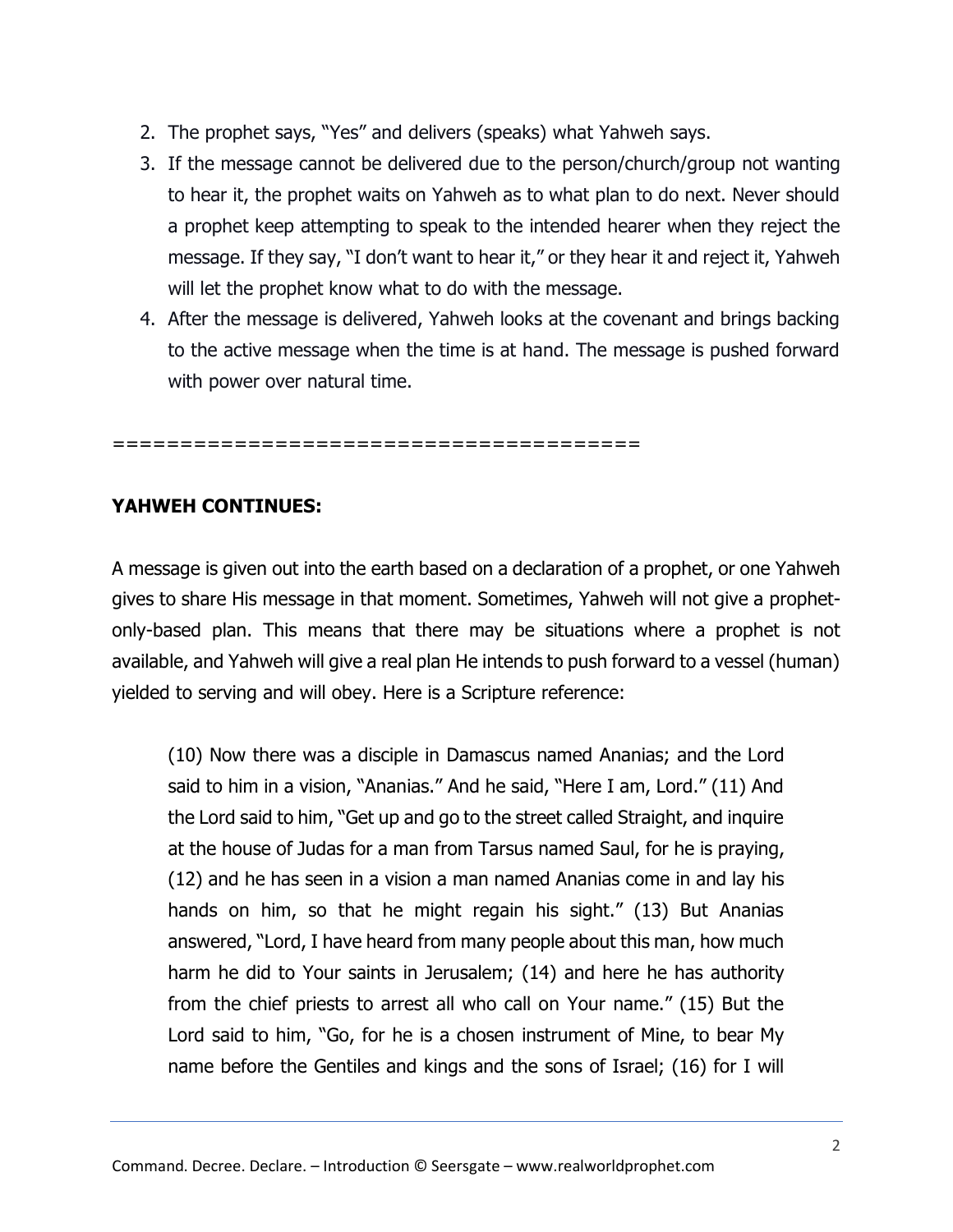2. The prophet says, "Yes" and delivers (speaks) what Yahweh says.
3. If the message cannot be delivered due to the person/church/group not wanting to hear it, the prophet waits on Yahweh as to what plan to do next. Never should a prophet keep attempting to speak to the intended hearer when they reject the message. If they say, "I don't want to hear it," or they hear it and reject it, Yahweh will let the prophet know what to do with the message.
4. After the message is delivered, Yahweh looks at the covenant and brings backing to the active message when the time is at hand. The message is pushed forward with power over natural time.

========================================

**YAHWEH CONTINUES:**

A message is given out into the earth based on a declaration of a prophet, or one Yahweh gives to share His message in that moment. Sometimes, Yahweh will not give a prophet-only-based plan. This means that there may be situations where a prophet is not available, and Yahweh will give a real plan He intends to push forward to a vessel (human) yielded to serving and will obey. Here is a Scripture reference:

> (10) Now there was a disciple in Damascus named Ananias; and the Lord said to him in a vision, "Ananias." And he said, "Here I am, Lord." (11) And the Lord said to him, "Get up and go to the street called Straight, and inquire at the house of Judas for a man from Tarsus named Saul, for he is praying, (12) and he has seen in a vision a man named Ananias come in and lay his hands on him, so that he might regain his sight." (13) But Ananias answered, "Lord, I have heard from many people about this man, how much harm he did to Your saints in Jerusalem; (14) and here he has authority from the chief priests to arrest all who call on Your name." (15) But the Lord said to him, "Go, for he is a chosen instrument of Mine, to bear My name before the Gentiles and kings and the sons of Israel; (16) for I will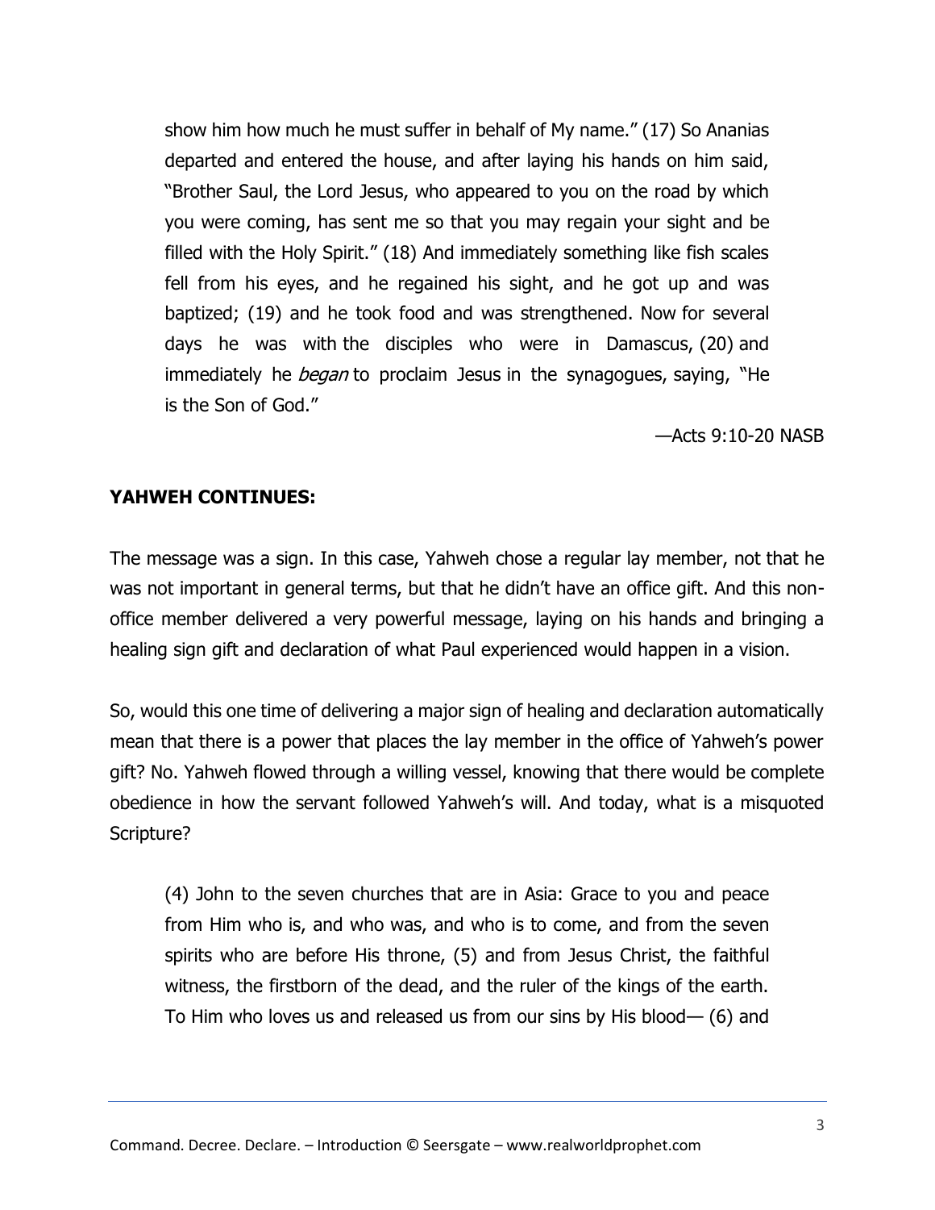> show him how much he must suffer in behalf of My name." (17) So Ananias departed and entered the house, and after laying his hands on him said, "Brother Saul, the Lord Jesus, who appeared to you on the road by which you were coming, has sent me so that you may regain your sight and be filled with the Holy Spirit." (18) And immediately something like fish scales fell from his eyes, and he regained his sight, and he got up and was baptized; (19) and he took food and was strengthened. Now for several days he was with the disciples who were in Damascus, (20) and immediately he *began* to proclaim Jesus in the synagogues, saying, "He is the Son of God."
>
> —Acts 9:10-20 NASB

**YAHWEH CONTINUES:**

The message was a sign. In this case, Yahweh chose a regular lay member, not that he was not important in general terms, but that he didn't have an office gift. And this non-office member delivered a very powerful message, laying on his hands and bringing a healing sign gift and declaration of what Paul experienced would happen in a vision.

So, would this one time of delivering a major sign of healing and declaration automatically mean that there is a power that places the lay member in the office of Yahweh's power gift? No. Yahweh flowed through a willing vessel, knowing that there would be complete obedience in how the servant followed Yahweh's will. And today, what is a misquoted Scripture?

> (4) John to the seven churches that are in Asia: Grace to you and peace from Him who is, and who was, and who is to come, and from the seven spirits who are before His throne, (5) and from Jesus Christ, the faithful witness, the firstborn of the dead, and the ruler of the kings of the earth. To Him who loves us and released us from our sins by His blood— (6) and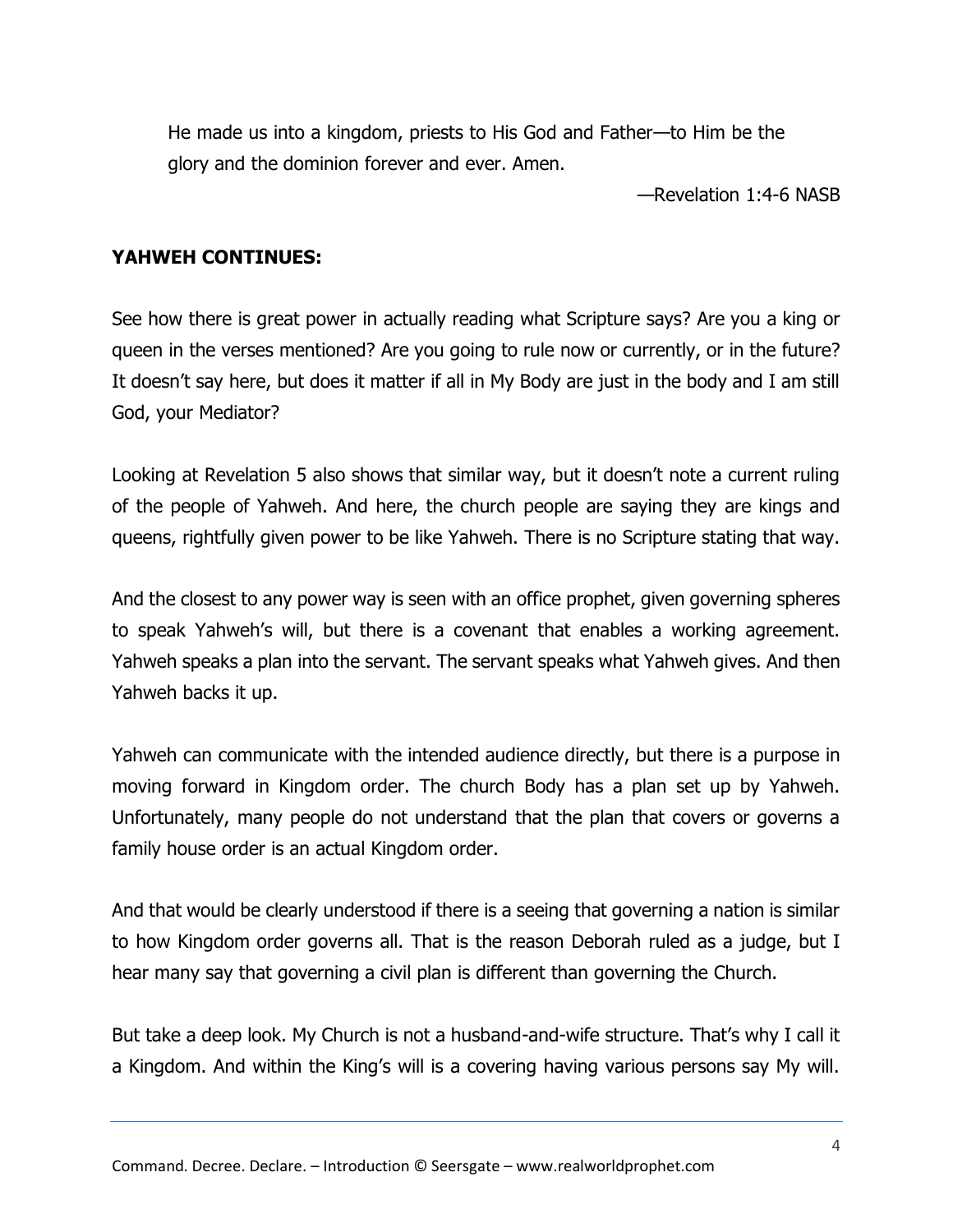> He made us into a kingdom, priests to His God and Father—to Him be the glory and the dominion forever and ever. Amen.
>
> —Revelation 1:4-6 NASB

**YAHWEH CONTINUES:**

See how there is great power in actually reading what Scripture says? Are you a king or queen in the verses mentioned? Are you going to rule now or currently, or in the future? It doesn't say here, but does it matter if all in My Body are just in the body and I am still God, your Mediator?

Looking at Revelation 5 also shows that similar way, but it doesn't note a current ruling of the people of Yahweh. And here, the church people are saying they are kings and queens, rightfully given power to be like Yahweh. There is no Scripture stating that way.

And the closest to any power way is seen with an office prophet, given governing spheres to speak Yahweh's will, but there is a covenant that enables a working agreement. Yahweh speaks a plan into the servant. The servant speaks what Yahweh gives. And then Yahweh backs it up.

Yahweh can communicate with the intended audience directly, but there is a purpose in moving forward in Kingdom order. The church Body has a plan set up by Yahweh. Unfortunately, many people do not understand that the plan that covers or governs a family house order is an actual Kingdom order.

And that would be clearly understood if there is a seeing that governing a nation is similar to how Kingdom order governs all. That is the reason Deborah ruled as a judge, but I hear many say that governing a civil plan is different than governing the Church.

But take a deep look. My Church is not a husband-and-wife structure. That's why I call it a Kingdom. And within the King's will is a covering having various persons say My will.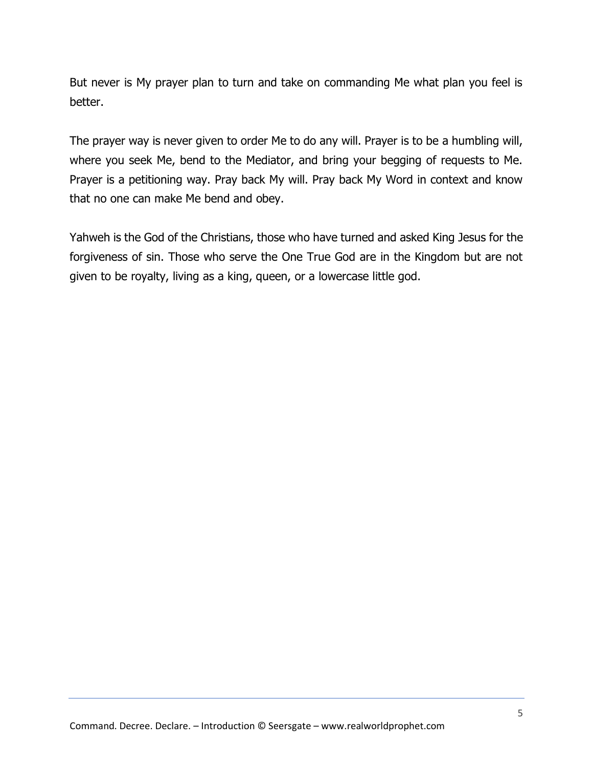But never is My prayer plan to turn and take on commanding Me what plan you feel is better.

The prayer way is never given to order Me to do any will. Prayer is to be a humbling will, where you seek Me, bend to the Mediator, and bring your begging of requests to Me. Prayer is a petitioning way. Pray back My will. Pray back My Word in context and know that no one can make Me bend and obey.

Yahweh is the God of the Christians, those who have turned and asked King Jesus for the forgiveness of sin. Those who serve the One True God are in the Kingdom but are not given to be royalty, living as a king, queen, or a lowercase little god.